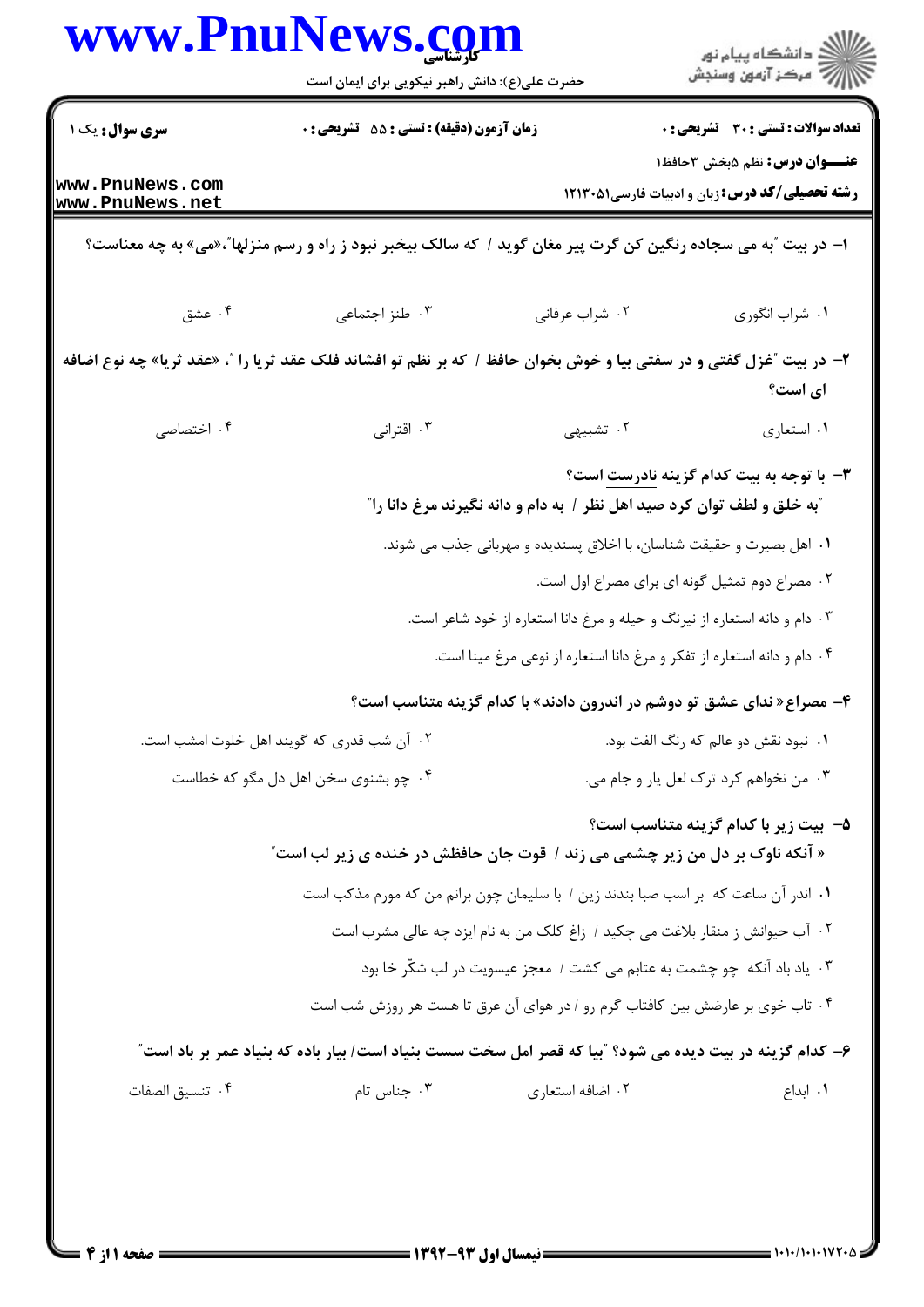**سری سوال:** یک ۱

**زمان آزمون (دقیقه) : تستی : ۵۵ تشریحی : ۰**

**تعداد سوالات : تستی : ۳۰ تشریحی : ۰**

**عنــــوان درس:** نظم ۵بخش ۳حافظ۱

**رشته تحصیلی/کد درس:** زبان و ادبیات فارسی۱۲۱۳۰۵۱

**۱- در بیت "به می سجاده رنگین کن گرت پیر مغان گوید / که سالک بیخبر نبود ز راه و رسم منزلها"،«می» به چه معناست؟**

۱. شراب انگوری

۲. شراب عرفانی

۳. طنز اجتماعی

۴. عشق

**۲- در بیت "غزل گفتی و در سفتی بیا و خوش بخوان حافظ / که بر نظم تو افشاند فلک عقد ثریا را "، «عقد ثریا» چه نوع اضافه ای است؟**

۱. استعاری

۲. تشبیهی

۳. اقترانی

۴. اختصاصی

**۳- با توجه به بیت کدام گزینه نادرست است؟**

**"به خلق و لطف توان کرد صید اهل نظر / به دام و دانه نگیرند مرغ دانا را"**

۱. اهل بصیرت و حقیقت شناسان، با اخلاق پسندیده و مهربانی جذب می شوند.

۲. مصراع دوم تمثیل گونه ای برای مصراع اول است.

۳. دام و دانه استعاره از نیرنگ و حیله و مرغ دانا استعاره از خود شاعر است.

۴. دام و دانه استعاره از تفکر و مرغ دانا استعاره از نوعی مرغ مینا است.

**۴- مصراع« ندای عشق تو دوشم در اندرون دادند» با کدام گزینه متناسب است؟**

۱. نبود نقش دو عالم که رنگ الفت بود.

۲. آن شب قدری که گویند اهل خلوت امشب است.

۳. من نخواهم کرد ترک لعل یار و جام می.

۴. چو بشنوی سخن اهل دل مگو که خطاست

**۵- بیت زیر با کدام گزینه متناسب است؟**

**« آنکه ناوک بر دل من زیر چشمی می زند / قوت جان حافظش در خنده ی زیر لب است"**

۱. اندر آن ساعت که بر اسب صبا بندند زین / با سلیمان چون برانم من که مورم مذکب است

۲. آب حیوانش ز منقار بلاغت می چکید / زاغ کلک من به نام ایزد چه عالی مشرب است

۳. یاد باد آنکه چو چشمت به عتابم می کشت / معجز عیسویت در لب شکّر خا بود

۴. تاب خوی بر عارضش بین کافتاب گرم رو / در هوای آن عرق تا هست هر روزش شب است

**۶- کدام گزینه در بیت دیده می شود؟ "بیا که قصر امل سخت سست بنیاد است/ بیار باده که بنیاد عمر بر باد است"**

۱. ابداع

۲. اضافه استعاری

۳. جناس تام

۴. تنسیق الصفات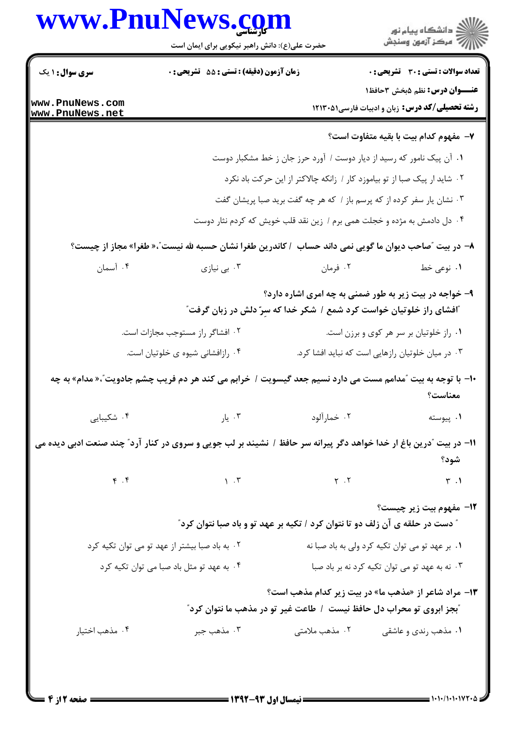**سری سوال:** ۱ یک | **زمان آزمون (دقیقه) : تستی :** ۵۵ **تشریحی :** ۰ | **تعداد سوالات : تستی :** ۳۰ **تشریحی :** ۰

**عنـــوان درس:** نظم ۵بخش ۳حافظ۱

**رشته تحصیلی/کد درس:** زبان و ادبیات فارسی۱۲۱۳۰۵۱

**۷- مفهوم کدام بیت با بقیه متفاوت است؟**

۱. آن پیک نامور که رسید از دیار دوست / آورد حرز جان ز خط مشکبار دوست

۲. شاید ار پیک صبا از تو بیاموزد کار / زانکه چالاکتر از این حرکت باد نکرد

۳. نشان یار سفر کرده از که پرسم باز / که هر چه گفت برید صبا پریشان گفت

۴. دل دادمش به مژده و خجلت همی برم / زین نقد قلب خویش که کردم نثار دوست

**۸- در بیت "صاحب دیوان ما گویی نمی داند حساب / کاندرین طغرا نشان حسبه لله نیست"،«طغرا» مجاز از چیست؟**

۱. نوعی خط ۲. فرمان ۳. بی نیازی ۴. آسمان

**۹- خواجه در بیت زیر به طور ضمنی به چه امری اشاره دارد؟**

"افشای راز خلوتیان خواست کرد شمع / شکر خدا که سرّ دلش در زبان گرفت"

۱. راز خلوتیان بر سر هر کوی و برزن است.

۲. افشاگر راز مستوجب مجازات است.

۳. در میان خلوتیان رازهایی است که نباید افشا کرد.

۴. رازافشانی شیوه ی خلوتیان است.

**۱۰- با توجه به بیت "مدامم مست می دارد نسیم جعد گیسویت / خرابم می کند هر دم فریب چشم جادویت"،«مدام» به چه معناست؟**

۱. پیوسته ۲. خمارآلود ۳. یار ۴. شکیبایی

**۱۱- در بیت "درین باغ ار خدا خواهد دگر پیرانه سر حافظ / نشیند بر لب جویی و سروی در کنار آرد" چند صنعت ادبی دیده می شود؟**

۱. ۳ ۲. ۲ ۳. ۱ ۴. ۴

**۱۲- مفهوم بیت زیر چیست؟**

" دست در حلقه ی آن زلف دو تا نتوان کرد / تکیه بر عهد تو و باد صبا نتوان کرد"

۱. بر عهد تو می توان تکیه کرد ولی به باد صبا نه

۲. به باد صبا بیشتر از عهد تو می توان تکیه کرد

۳. نه به عهد تو می توان تکیه کرد نه بر باد صبا

۴. به عهد تو مثل باد صبا می توان تکیه کرد

**۱۳- مراد شاعر از «مذهب ما» در بیت زیر کدام مذهب است؟**

"بجز ابروی تو محراب دل حافظ نیست / طاعت غیر تو در مذهب ما نتوان کرد"

۱. مذهب رندی و عاشقی ۲. مذهب ملامتی ۳. مذهب جبر ۴. مذهب اختیار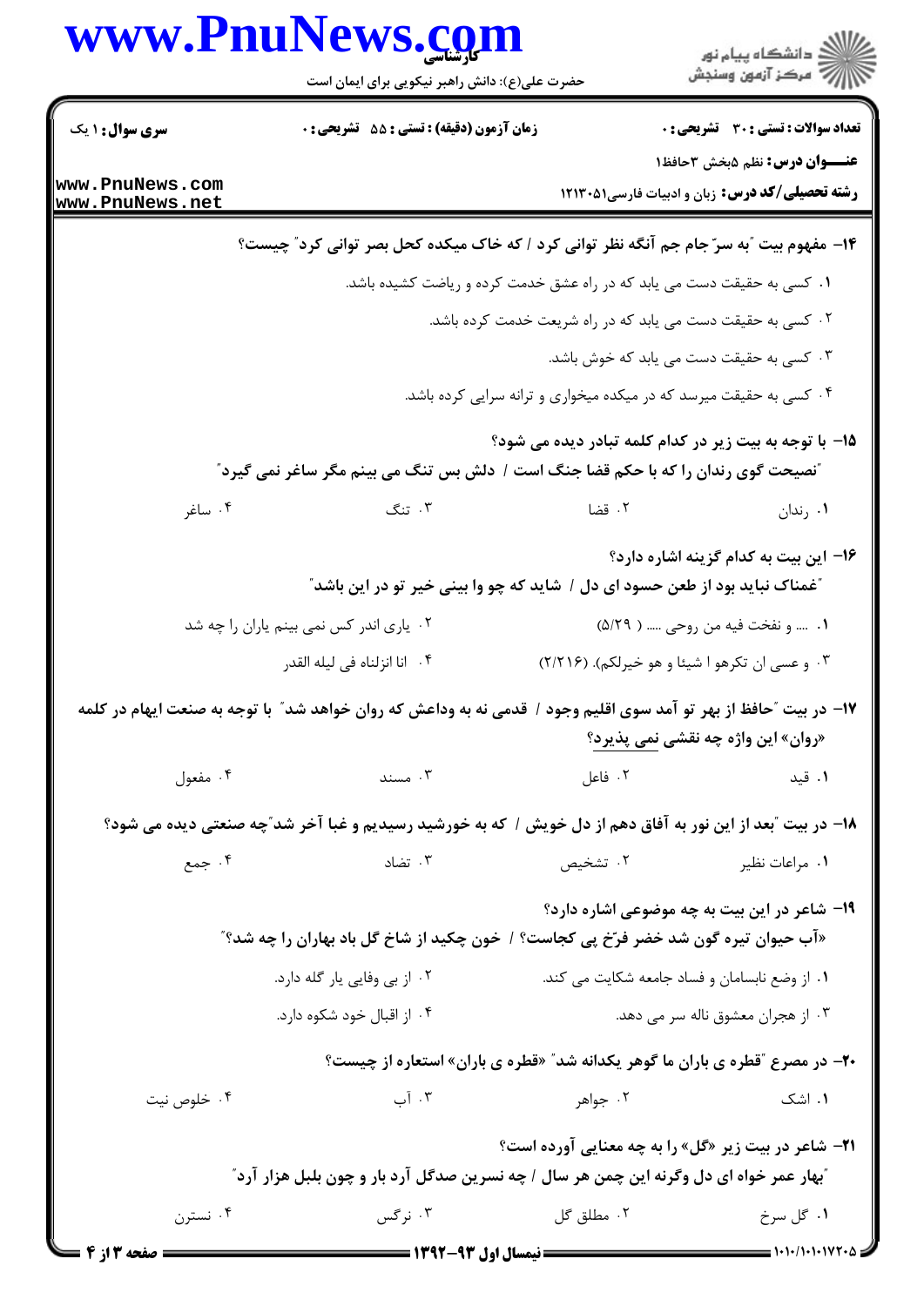**۱۴- مفهوم بیت "به سرّ جام جم آنگه نظر توانی کرد / که خاک میکده کحل بصر توانی کرد" چیست؟**

۱. کسی به حقیقت دست می یابد که در راه عشق خدمت کرده و ریاضت کشیده باشد.

۲. کسی به حقیقت دست می یابد که در راه شریعت خدمت کرده باشد.

۳. کسی به حقیقت دست می یابد که خوش باشد.

۴. کسی به حقیقت میرسد که در میکده میخواری و ترانه سرایی کرده باشد.

**۱۵- با توجه به بیت زیر در کدام کلمه تبادر دیده می شود؟**

**"نصیحت گوی رندان را که با حکم قضا جنگ است / دلش بس تنگ می بینم مگر ساغر نمی گیرد"**

۱. رندان ۲. قضا ۳. تنگ ۴. ساغر

**۱۶- این بیت به کدام گزینه اشاره دارد؟**

**"غمناک نباید بود از طعن حسود ای دل / شاید که چو وا بینی خیر تو در این باشد"**

۱. .... و نفخت فیه من روحی ..... ( ۵/۲۹)

۲. یاری اندر کس نمی بینم یاران را چه شد

۳. و عسی ان تکرهو ا شیئا و هو خیرلکم). (۲/۲۱۶)

۴. انا انزلناه فی لیله القدر

**۱۷- در بیت "حافظ از بهر تو آمد سوی اقلیم وجود / قدمی نه به وداعش که روان خواهد شد" با توجه به صنعت ایهام در کلمه «روان» این واژه چه نقشی نمی پذیرد؟**

۱. قید ۲. فاعل ۳. مسند ۴. مفعول

**۱۸- در بیت "بعد از این نور به آفاق دهم از دل خویش / که به خورشید رسیدیم و غبا آخر شد"چه صنعتی دیده می شود؟**

۱. مراعات نظیر ۲. تشخیص ۳. تضاد ۴. جمع

**۱۹- شاعر در این بیت به چه موضوعی اشاره دارد؟**

**«آب حیوان تیره گون شد خضر فرّخ پی کجاست؟ / خون چکید از شاخ گل باد بهاران را چه شد؟"**

۱. از وضع نابسامان و فساد جامعه شکایت می کند.

۲. از بی وفایی یار گله دارد.

۳. از هجران معشوق ناله سر می دهد.

۴. از اقبال خود شکوه دارد.

**۲۰- در مصرع "قطره ی باران ما گوهر یکدانه شد" «قطره ی باران» استعاره از چیست؟**

۱. اشک ۲. جواهر ۳. آب ۴. خلوص نیت

**۲۱- شاعر در بیت زیر «گل» را به چه معنایی آورده است؟**

**"بهار عمر خواه ای دل وگرنه این چمن هر سال / چه نسرین صدگل آرد بار و چون بلبل هزار آرد"**

۱. گل سرخ ۲. مطلق گل ۳. نرگس ۴. نسترن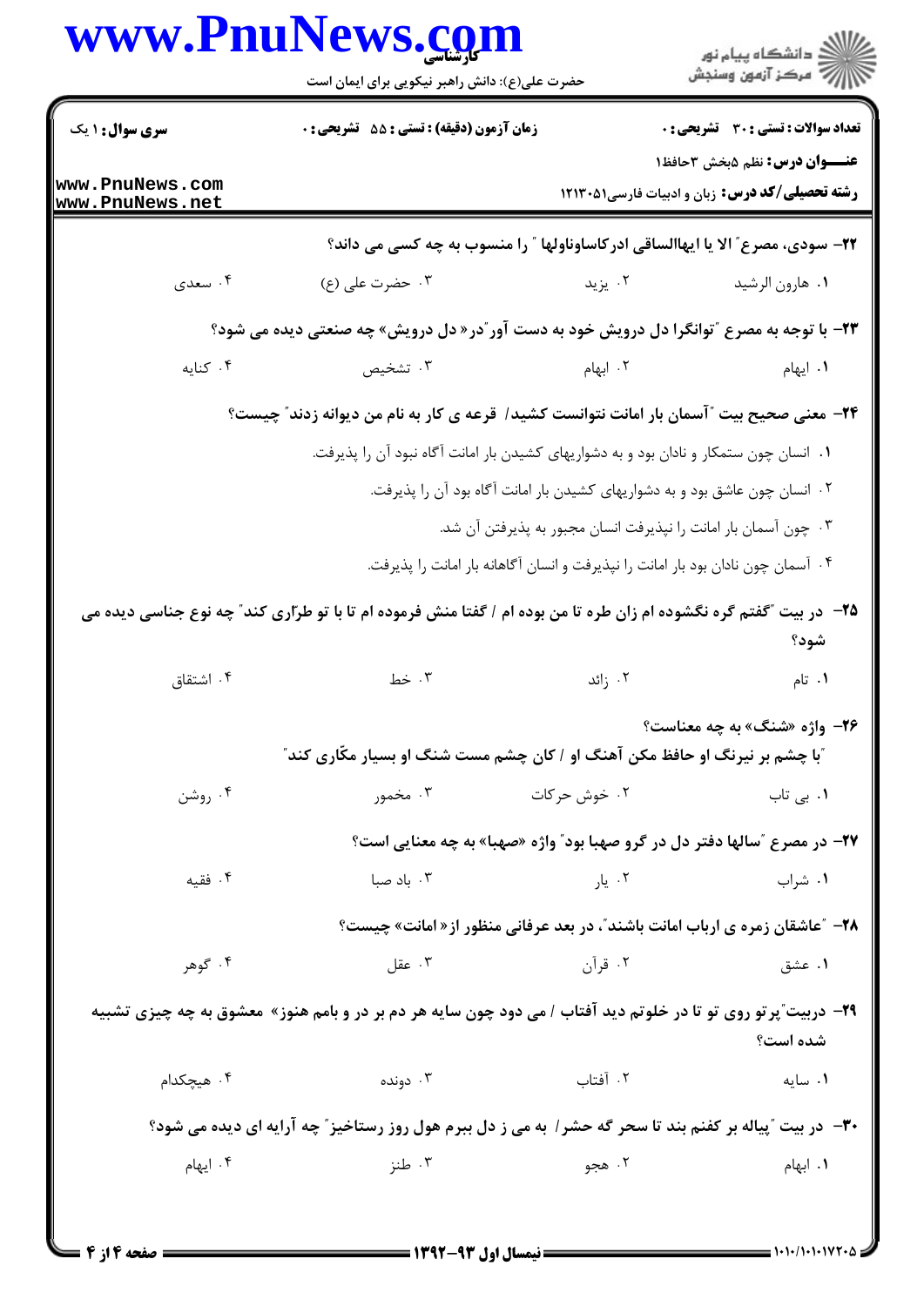۲۲- سودی، مصرع" الا یا ایهاالساقی ادرکاساوناولها " را منسوب به چه کسی می داند؟

۱. هارون الرشید ۲. یزید ۳. حضرت علی (ع) ۴. سعدی

۲۳- با توجه به مصرع "توانگرا دل درویش خود به دست آور"در« دل درویش» چه صنعتی دیده می شود؟

۱. ایهام ۲. ابهام ۳. تشخیص ۴. کنایه

۲۴- معنی صحیح بیت "آسمان بار امانت نتوانست کشید/ قرعه ی کار به نام من دیوانه زدند" چیست؟

۱. انسان چون ستمکار و نادان بود و به دشواریهای کشیدن بار امانت آگاه نبود آن را پذیرفت.

۲. انسان چون عاشق بود و به دشواریهای کشیدن بار امانت آگاه بود آن را پذیرفت.

۳. چون آسمان بار امانت را نپذیرفت انسان مجبور به پذیرفتن آن شد.

۴. آسمان چون نادان بود بار امانت را نپذیرفت و انسان آگاهانه بار امانت را پذیرفت.

۲۵- در بیت "گفتم گره نگشوده ام زان طره تا من بوده ام / گفتا منش فرموده ام تا با تو طرّاری کند" چه نوع جناسی دیده می شود؟

۱. تام ۲. زائد ۳. خط ۴. اشتقاق

۲۶- واژه «شنگ» به چه معناست؟

"با چشم بر نیرنگ او حافظ مکن آهنگ او / کان چشم مست شنگ او بسیار مکّاری کند"

۱. بی تاب ۲. خوش حرکات ۳. مخمور ۴. روشن

۲۷- در مصرع "سالها دفتر دل در گرو صهبا بود" واژه «صهبا» به چه معنایی است؟

۱. شراب ۲. یار ۳. باد صبا ۴. فقیه

۲۸- "عاشقان زمره ی ارباب امانت باشند"، در بعد عرفانی منظور از« امانت» چیست؟

۱. عشق ۲. قرآن ۳. عقل ۴. گوهر

۲۹- دربیت"پرتو روی تو تا در خلوتم دید آفتاب / می دود چون سایه هر دم بر در و بامم هنوز» معشوق به چه چیزی تشبیه شده است؟

۱. سایه ۲. آفتاب ۳. دونده ۴. هیچکدام

۳۰- در بیت "پیاله بر کفنم بند تا سحر گه حشر/ به می ز دل ببرم هول روز رستاخیز" چه آرایه ای دیده می شود؟

۱. ابهام ۲. هجو ۳. طنز ۴. ایهام